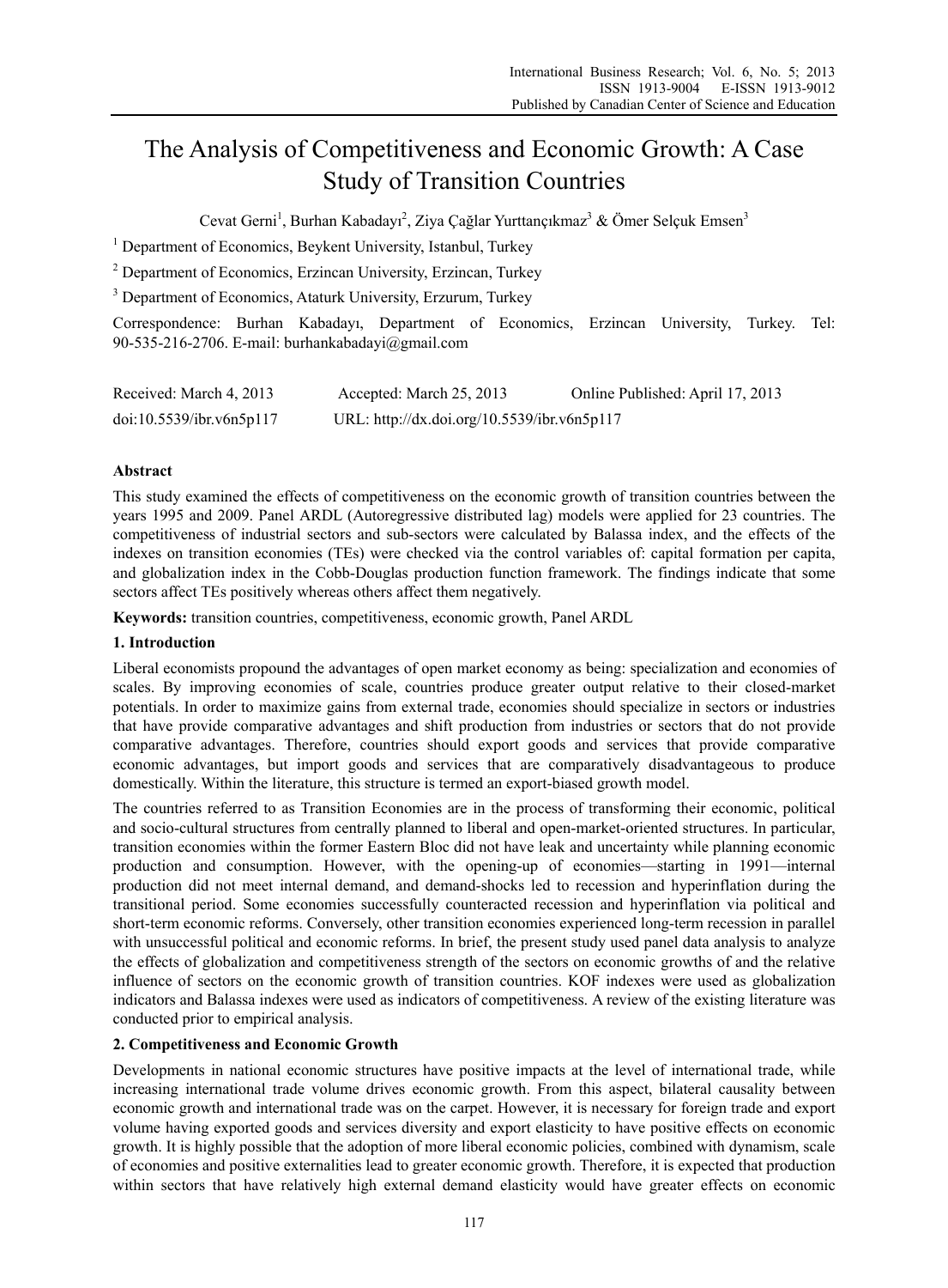# The Analysis of Competitiveness and Economic Growth: A Case Study of Transition Countries

Cevat Gerni[1], Burhan Kabadayı[2], Ziya Çağlar Yurttançıkmaz[3] & Ömer Selçuk Emsen[3]

[1] Department of Economics, Beykent University, Istanbul, Turkey

[2] Department of Economics, Erzincan University, Erzincan, Turkey

[3] Department of Economics, Ataturk University, Erzurum, Turkey

Correspondence: Burhan Kabadayı, Department of Economics, Erzincan University, Turkey. Tel: 90-535-216-2706. E-mail: burhankabadayi@gmail.com

Received: March 4, 2013 Accepted: March 25, 2013 Online Published: April 17, 2013

doi:10.5539/ibr.v6n5p117 URL: http://dx.doi.org/10.5539/ibr.v6n5p117

## Abstract

This study examined the effects of competitiveness on the economic growth of transition countries between the years 1995 and 2009. Panel ARDL (Autoregressive distributed lag) models were applied for 23 countries. The competitiveness of industrial sectors and sub-sectors were calculated by Balassa index, and the effects of the indexes on transition economies (TEs) were checked via the control variables of: capital formation per capita, and globalization index in the Cobb-Douglas production function framework. The findings indicate that some sectors affect TEs positively whereas others affect them negatively.

**Keywords:** transition countries, competitiveness, economic growth, Panel ARDL

## 1. Introduction

Liberal economists propound the advantages of open market economy as being: specialization and economies of scales. By improving economies of scale, countries produce greater output relative to their closed-market potentials. In order to maximize gains from external trade, economies should specialize in sectors or industries that have provide comparative advantages and shift production from industries or sectors that do not provide comparative advantages. Therefore, countries should export goods and services that provide comparative economic advantages, but import goods and services that are comparatively disadvantageous to produce domestically. Within the literature, this structure is termed an export-biased growth model.

The countries referred to as Transition Economies are in the process of transforming their economic, political and socio-cultural structures from centrally planned to liberal and open-market-oriented structures. In particular, transition economies within the former Eastern Bloc did not have leak and uncertainty while planning economic production and consumption. However, with the opening-up of economies—starting in 1991—internal production did not meet internal demand, and demand-shocks led to recession and hyperinflation during the transitional period. Some economies successfully counteracted recession and hyperinflation via political and short-term economic reforms. Conversely, other transition economies experienced long-term recession in parallel with unsuccessful political and economic reforms. In brief, the present study used panel data analysis to analyze the effects of globalization and competitiveness strength of the sectors on economic growths of and the relative influence of sectors on the economic growth of transition countries. KOF indexes were used as globalization indicators and Balassa indexes were used as indicators of competitiveness. A review of the existing literature was conducted prior to empirical analysis.

## 2. Competitiveness and Economic Growth

Developments in national economic structures have positive impacts at the level of international trade, while increasing international trade volume drives economic growth. From this aspect, bilateral causality between economic growth and international trade was on the carpet. However, it is necessary for foreign trade and export volume having exported goods and services diversity and export elasticity to have positive effects on economic growth. It is highly possible that the adoption of more liberal economic policies, combined with dynamism, scale of economies and positive externalities lead to greater economic growth. Therefore, it is expected that production within sectors that have relatively high external demand elasticity would have greater effects on economic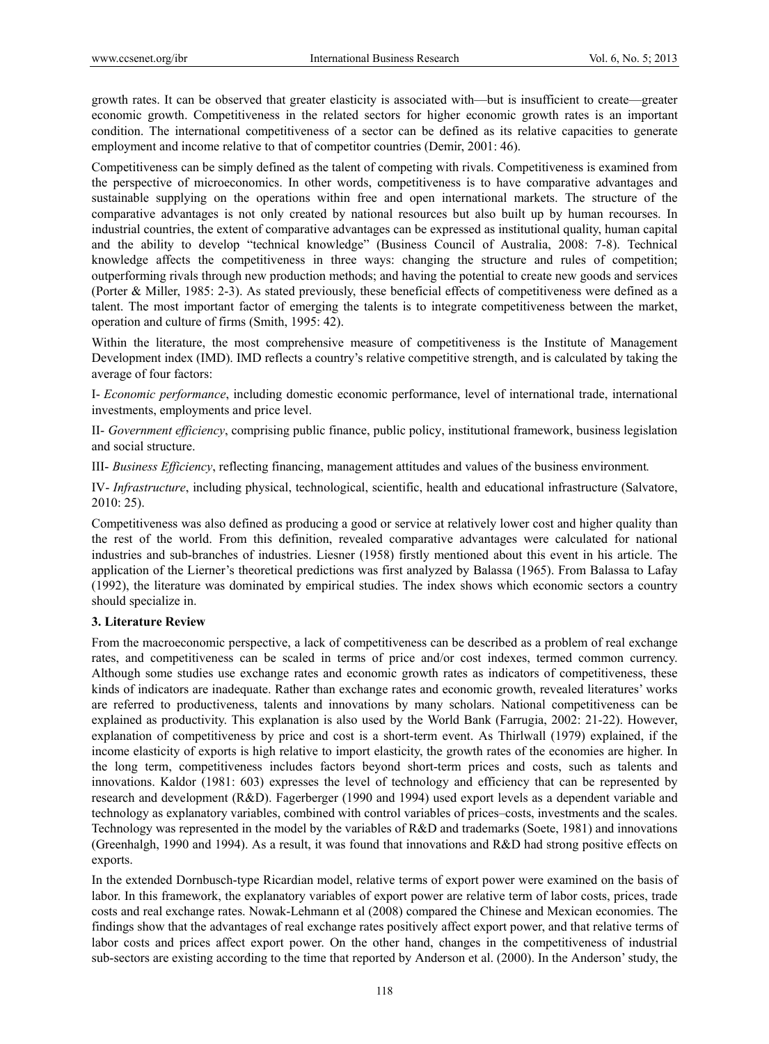growth rates. It can be observed that greater elasticity is associated with—but is insufficient to create—greater economic growth. Competitiveness in the related sectors for higher economic growth rates is an important condition. The international competitiveness of a sector can be defined as its relative capacities to generate employment and income relative to that of competitor countries (Demir, 2001: 46).

Competitiveness can be simply defined as the talent of competing with rivals. Competitiveness is examined from the perspective of microeconomics. In other words, competitiveness is to have comparative advantages and sustainable supplying on the operations within free and open international markets. The structure of the comparative advantages is not only created by national resources but also built up by human recourses. In industrial countries, the extent of comparative advantages can be expressed as institutional quality, human capital and the ability to develop "technical knowledge" (Business Council of Australia, 2008: 7-8). Technical knowledge affects the competitiveness in three ways: changing the structure and rules of competition; outperforming rivals through new production methods; and having the potential to create new goods and services (Porter & Miller, 1985: 2-3). As stated previously, these beneficial effects of competitiveness were defined as a talent. The most important factor of emerging the talents is to integrate competitiveness between the market, operation and culture of firms (Smith, 1995: 42).

Within the literature, the most comprehensive measure of competitiveness is the Institute of Management Development index (IMD). IMD reflects a country's relative competitive strength, and is calculated by taking the average of four factors:

I- *Economic performance*, including domestic economic performance, level of international trade, international investments, employments and price level.

II- *Government efficiency*, comprising public finance, public policy, institutional framework, business legislation and social structure.

III- *Business Efficiency*, reflecting financing, management attitudes and values of the business environment.

IV- *Infrastructure*, including physical, technological, scientific, health and educational infrastructure (Salvatore, 2010: 25).

Competitiveness was also defined as producing a good or service at relatively lower cost and higher quality than the rest of the world. From this definition, revealed comparative advantages were calculated for national industries and sub-branches of industries. Liesner (1958) firstly mentioned about this event in his article. The application of the Lierner's theoretical predictions was first analyzed by Balassa (1965). From Balassa to Lafay (1992), the literature was dominated by empirical studies. The index shows which economic sectors a country should specialize in.

### 3. Literature Review

From the macroeconomic perspective, a lack of competitiveness can be described as a problem of real exchange rates, and competitiveness can be scaled in terms of price and/or cost indexes, termed common currency. Although some studies use exchange rates and economic growth rates as indicators of competitiveness, these kinds of indicators are inadequate. Rather than exchange rates and economic growth, revealed literatures' works are referred to productiveness, talents and innovations by many scholars. National competitiveness can be explained as productivity. This explanation is also used by the World Bank (Farrugia, 2002: 21-22). However, explanation of competitiveness by price and cost is a short-term event. As Thirlwall (1979) explained, if the income elasticity of exports is high relative to import elasticity, the growth rates of the economies are higher. In the long term, competitiveness includes factors beyond short-term prices and costs, such as talents and innovations. Kaldor (1981: 603) expresses the level of technology and efficiency that can be represented by research and development (R&D). Fagerberger (1990 and 1994) used export levels as a dependent variable and technology as explanatory variables, combined with control variables of prices–costs, investments and the scales. Technology was represented in the model by the variables of R&D and trademarks (Soete, 1981) and innovations (Greenhalgh, 1990 and 1994). As a result, it was found that innovations and R&D had strong positive effects on exports.

In the extended Dornbusch-type Ricardian model, relative terms of export power were examined on the basis of labor. In this framework, the explanatory variables of export power are relative term of labor costs, prices, trade costs and real exchange rates. Nowak-Lehmann et al (2008) compared the Chinese and Mexican economies. The findings show that the advantages of real exchange rates positively affect export power, and that relative terms of labor costs and prices affect export power. On the other hand, changes in the competitiveness of industrial sub-sectors are existing according to the time that reported by Anderson et al. (2000). In the Anderson' study, the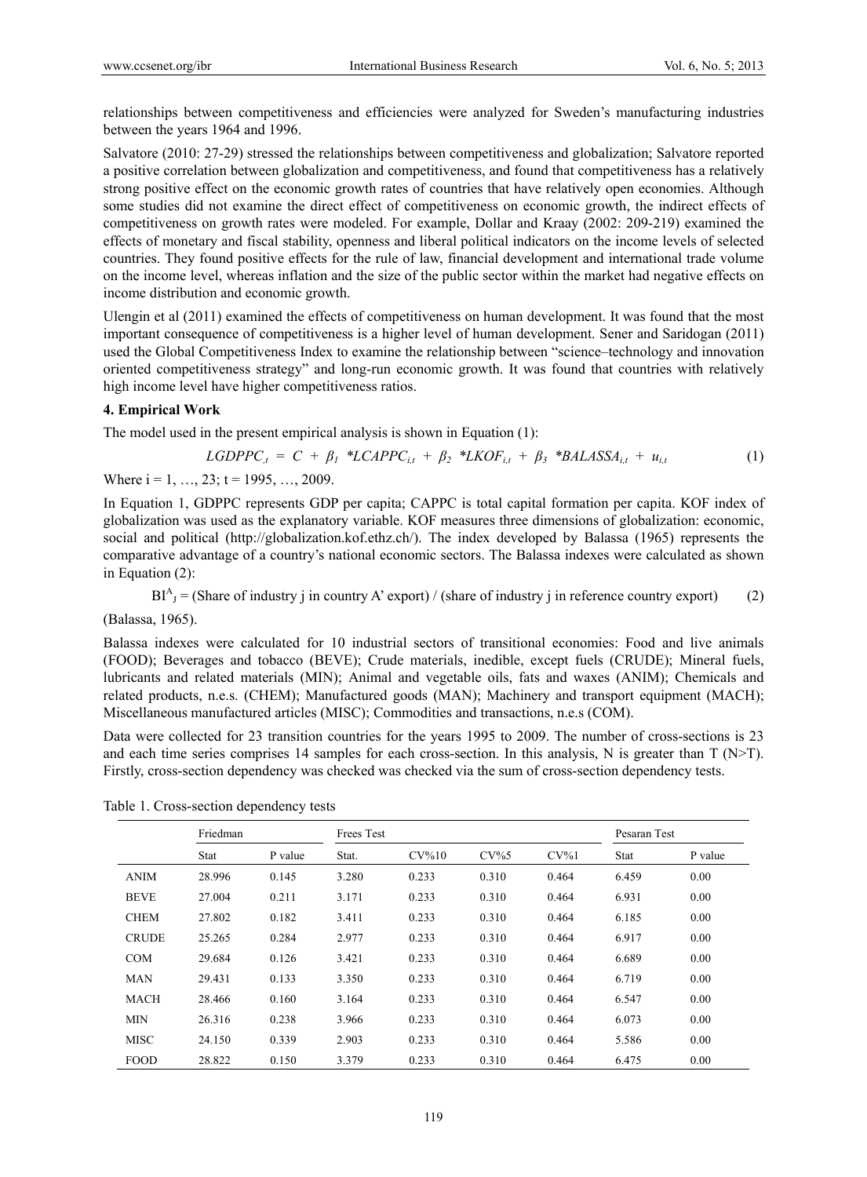relationships between competitiveness and efficiencies were analyzed for Sweden's manufacturing industries between the years 1964 and 1996.

Salvatore (2010: 27-29) stressed the relationships between competitiveness and globalization; Salvatore reported a positive correlation between globalization and competitiveness, and found that competitiveness has a relatively strong positive effect on the economic growth rates of countries that have relatively open economies. Although some studies did not examine the direct effect of competitiveness on economic growth, the indirect effects of competitiveness on growth rates were modeled. For example, Dollar and Kraay (2002: 209-219) examined the effects of monetary and fiscal stability, openness and liberal political indicators on the income levels of selected countries. They found positive effects for the rule of law, financial development and international trade volume on the income level, whereas inflation and the size of the public sector within the market had negative effects on income distribution and economic growth.

Ulengin et al (2011) examined the effects of competitiveness on human development. It was found that the most important consequence of competitiveness is a higher level of human development. Sener and Saridogan (2011) used the Global Competitiveness Index to examine the relationship between "science–technology and innovation oriented competitiveness strategy" and long-run economic growth. It was found that countries with relatively high income level have higher competitiveness ratios.

## 4. Empirical Work

The model used in the present empirical analysis is shown in Equation (1):

$$LGDPPC_{,t} = C + \beta_1 *LCAPPC_{i,t} + \beta_2 *LKOF_{i,t} + \beta_3 *BALASSA_{i,t} + u_{i,t} \quad (1)$$

Where i = 1, …, 23; t = 1995, …, 2009.

In Equation 1, GDPPC represents GDP per capita; CAPPC is total capital formation per capita. KOF index of globalization was used as the explanatory variable. KOF measures three dimensions of globalization: economic, social and political (http://globalization.kof.ethz.ch/). The index developed by Balassa (1965) represents the comparative advantage of a country's national economic sectors. The Balassa indexes were calculated as shown in Equation (2):

$$BI^{A}_{J} = \text{(Share of industry j in country A' export) / (share of industry j in reference country export)} \quad (2)$$

(Balassa, 1965).

Balassa indexes were calculated for 10 industrial sectors of transitional economies: Food and live animals (FOOD); Beverages and tobacco (BEVE); Crude materials, inedible, except fuels (CRUDE); Mineral fuels, lubricants and related materials (MIN); Animal and vegetable oils, fats and waxes (ANIM); Chemicals and related products, n.e.s. (CHEM); Manufactured goods (MAN); Machinery and transport equipment (MACH); Miscellaneous manufactured articles (MISC); Commodities and transactions, n.e.s (COM).

Data were collected for 23 transition countries for the years 1995 to 2009. The number of cross-sections is 23 and each time series comprises 14 samples for each cross-section. In this analysis, N is greater than T (N>T). Firstly, cross-section dependency was checked was checked via the sum of cross-section dependency tests.

Table 1. Cross-section dependency tests

| | Friedman | | Frees Test | | | | Pesaran Test | |
|---|---|---|---|---|---|---|---|---|
| | Stat | P value | Stat. | CV%10 | CV%5 | CV%1 | Stat | P value |
| ANIM | 28.996 | 0.145 | 3.280 | 0.233 | 0.310 | 0.464 | 6.459 | 0.00 |
| BEVE | 27.004 | 0.211 | 3.171 | 0.233 | 0.310 | 0.464 | 6.931 | 0.00 |
| CHEM | 27.802 | 0.182 | 3.411 | 0.233 | 0.310 | 0.464 | 6.185 | 0.00 |
| CRUDE | 25.265 | 0.284 | 2.977 | 0.233 | 0.310 | 0.464 | 6.917 | 0.00 |
| COM | 29.684 | 0.126 | 3.421 | 0.233 | 0.310 | 0.464 | 6.689 | 0.00 |
| MAN | 29.431 | 0.133 | 3.350 | 0.233 | 0.310 | 0.464 | 6.719 | 0.00 |
| MACH | 28.466 | 0.160 | 3.164 | 0.233 | 0.310 | 0.464 | 6.547 | 0.00 |
| MIN | 26.316 | 0.238 | 3.966 | 0.233 | 0.310 | 0.464 | 6.073 | 0.00 |
| MISC | 24.150 | 0.339 | 2.903 | 0.233 | 0.310 | 0.464 | 5.586 | 0.00 |
| FOOD | 28.822 | 0.150 | 3.379 | 0.233 | 0.310 | 0.464 | 6.475 | 0.00 |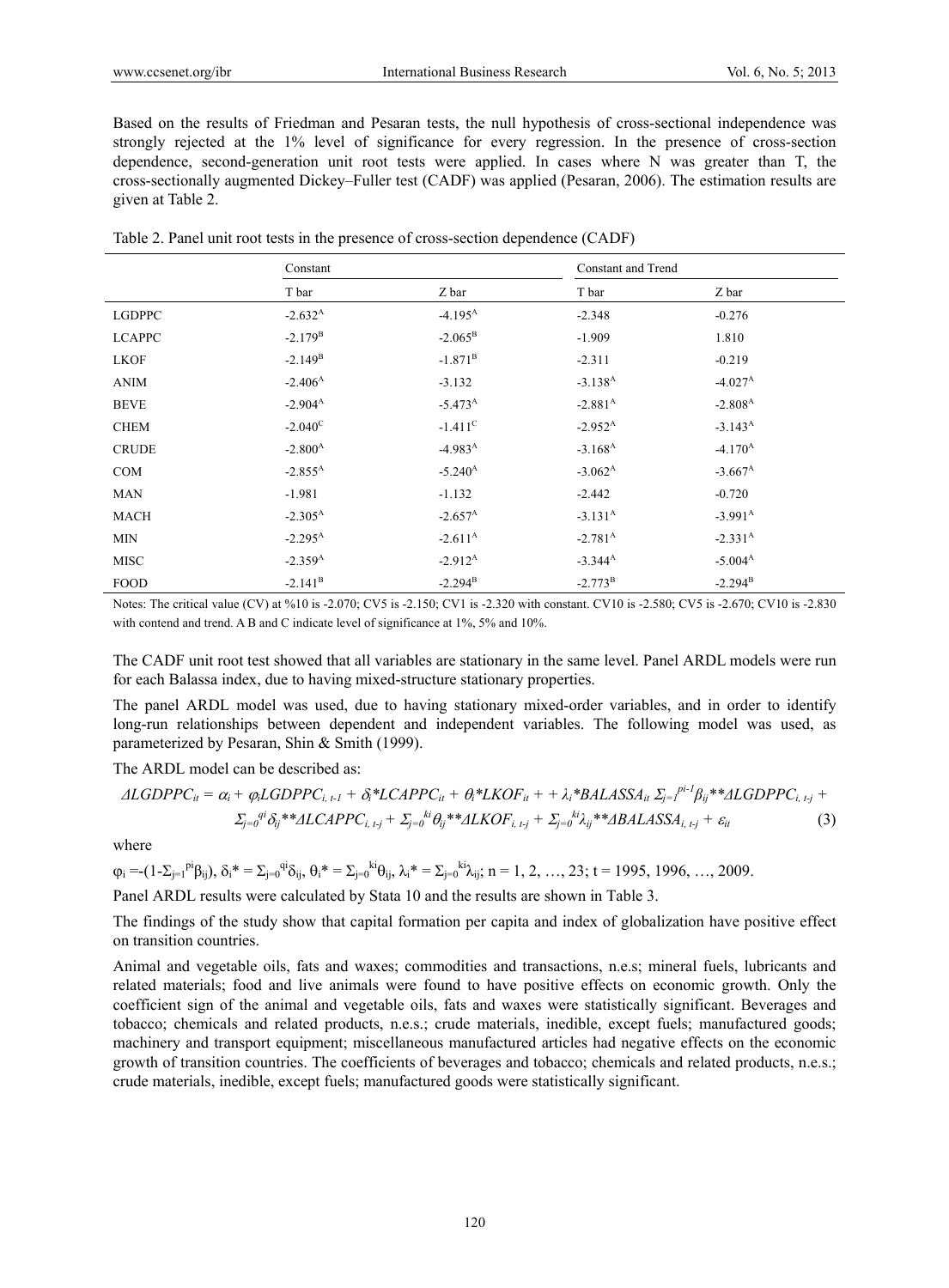Based on the results of Friedman and Pesaran tests, the null hypothesis of cross-sectional independence was strongly rejected at the 1% level of significance for every regression. In the presence of cross-section dependence, second-generation unit root tests were applied. In cases where N was greater than T, the cross-sectionally augmented Dickey–Fuller test (CADF) was applied (Pesaran, 2006). The estimation results are given at Table 2.

Table 2. Panel unit root tests in the presence of cross-section dependence (CADF)

| | Constant | | Constant and Trend | |
|---|---|---|---|---|
| | T bar | Z bar | T bar | Z bar |
| LGDPPC | $-2.632^{A}$ | $-4.195^{A}$ | -2.348 | -0.276 |
| LCAPPC | $-2.179^{B}$ | $-2.065^{B}$ | -1.909 | 1.810 |
| LKOF | $-2.149^{B}$ | $-1.871^{B}$ | -2.311 | -0.219 |
| ANIM | $-2.406^{A}$ | -3.132 | $-3.138^{A}$ | $-4.027^{A}$ |
| BEVE | $-2.904^{A}$ | $-5.473^{A}$ | $-2.881^{A}$ | $-2.808^{A}$ |
| CHEM | $-2.040^{C}$ | $-1.411^{C}$ | $-2.952^{A}$ | $-3.143^{A}$ |
| CRUDE | $-2.800^{A}$ | $-4.983^{A}$ | $-3.168^{A}$ | $-4.170^{A}$ |
| COM | $-2.855^{A}$ | $-5.240^{A}$ | $-3.062^{A}$ | $-3.667^{A}$ |
| MAN | -1.981 | -1.132 | -2.442 | -0.720 |
| MACH | $-2.305^{A}$ | $-2.657^{A}$ | $-3.131^{A}$ | $-3.991^{A}$ |
| MIN | $-2.295^{A}$ | $-2.611^{A}$ | $-2.781^{A}$ | $-2.331^{A}$ |
| MISC | $-2.359^{A}$ | $-2.912^{A}$ | $-3.344^{A}$ | $-5.004^{A}$ |
| FOOD | $-2.141^{B}$ | $-2.294^{B}$ | $-2.773^{B}$ | $-2.294^{B}$ |

Notes: The critical value (CV) at %10 is -2.070; CV5 is -2.150; CV1 is -2.320 with constant. CV10 is -2.580; CV5 is -2.670; CV10 is -2.830 with contend and trend. A B and C indicate level of significance at 1%, 5% and 10%.

The CADF unit root test showed that all variables are stationary in the same level. Panel ARDL models were run for each Balassa index, due to having mixed-structure stationary properties.

The panel ARDL model was used, due to having stationary mixed-order variables, and in order to identify long-run relationships between dependent and independent variables. The following model was used, as parameterized by Pesaran, Shin & Smith (1999).

The ARDL model can be described as:

$$\Delta LGDPPC_{it} = \alpha_i + \varphi_i LGDPPC_{i,\,t-1} + \delta_i{}^{*}LCAPPC_{it} + \theta_i{}^{*}LKOF_{it} + + \lambda_i{}^{*}BALASSA_{it}\ \Sigma_{j=1}^{pi-1}\beta_{ij}{}^{**}\Delta LGDPPC_{i,\,t-j} + \Sigma_{j=0}^{qi}\delta_{ij}{}^{**}\Delta LCAPPC_{i,\,t-j} + \Sigma_{j=0}^{ki}\theta_{ij}{}^{**}\Delta LKOF_{i,\,t-j} + \Sigma_{j=0}^{ki}\lambda_{ij}{}^{**}\Delta BALASSA_{i,\,t-j} + \varepsilon_{it} \tag{3}$$

where

$\varphi_i = -(1-\Sigma_{j=1}^{pi}\beta_{ij})$, $\delta_i{}^{*} = \Sigma_{j=0}^{qi}\delta_{ij}$, $\theta_i{}^{*} = \Sigma_{j=0}^{ki}\theta_{ij}$, $\lambda_i{}^{*} = \Sigma_{j=0}^{ki}\lambda_{ij}$; $n = 1, 2, \ldots, 23$; $t = 1995, 1996, \ldots, 2009$.

Panel ARDL results were calculated by Stata 10 and the results are shown in Table 3.

The findings of the study show that capital formation per capita and index of globalization have positive effect on transition countries.

Animal and vegetable oils, fats and waxes; commodities and transactions, n.e.s; mineral fuels, lubricants and related materials; food and live animals were found to have positive effects on economic growth. Only the coefficient sign of the animal and vegetable oils, fats and waxes were statistically significant. Beverages and tobacco; chemicals and related products, n.e.s.; crude materials, inedible, except fuels; manufactured goods; machinery and transport equipment; miscellaneous manufactured articles had negative effects on the economic growth of transition countries. The coefficients of beverages and tobacco; chemicals and related products, n.e.s.; crude materials, inedible, except fuels; manufactured goods were statistically significant.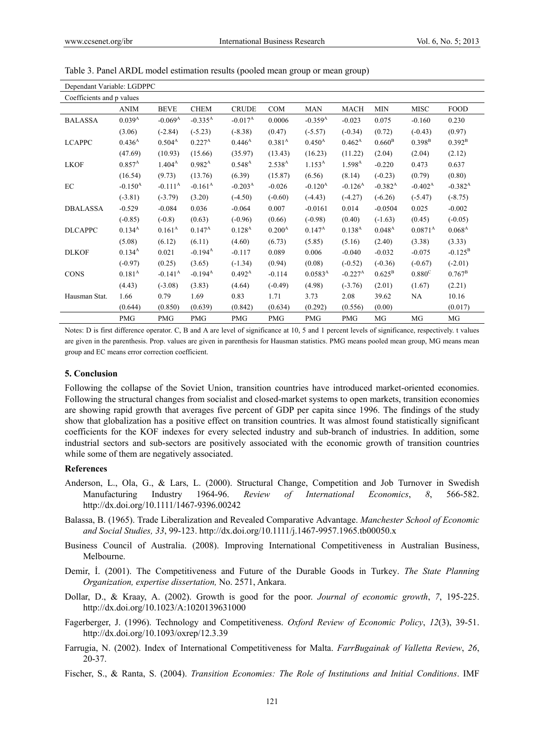Table 3. Panel ARDL model estimation results (pooled mean group or mean group)

| Dependant Variable: LGDPPC | | | | | | | | | | |
|---|---|---|---|---|---|---|---|---|---|---|
| Coefficients and p values | | | | | | | | | | |
| | ANIM | BEVE | CHEM | CRUDE | COM | MAN | MACH | MIN | MISC | FOOD |
| BALASSA | 0.039[A] | -0.069[A] | -0.335[A] | -0.017[A] | 0.0006 | -0.359[A] | -0.023 | 0.075 | -0.160 | 0.230 |
| | (3.06) | (-2.84) | (-5.23) | (-8.38) | (0.47) | (-5.57) | (-0.34) | (0.72) | (-0.43) | (0.97) |
| LCAPPC | 0.436[A] | 0.504[A] | 0.227[A] | 0.446[A] | 0.381[A] | 0.450[A] | 0.462[A] | 0.660[B] | 0.398[B] | 0.392[B] |
| | (47.69) | (10.93) | (15.66) | (35.97) | (13.43) | (16.23) | (11.22) | (2.04) | (2.04) | (2.12) |
| LKOF | 0.857[A] | 1.404[A] | 0.982[A] | 0.548[A] | 2.538[A] | 1.153[A] | 1.598[A] | -0.220 | 0.473 | 0.637 |
| | (16.54) | (9.73) | (13.76) | (6.39) | (15.87) | (6.56) | (8.14) | (-0.23) | (0.79) | (0.80) |
| EC | -0.150[A] | -0.111[A] | -0.161[A] | -0.203[A] | -0.026 | -0.120[A] | -0.126[A] | -0.382[A] | -0.402[A] | -0.382[A] |
| | (-3.81) | (-3.79) | (3.20) | (-4.50) | (-0.60) | (-4.43) | (-4.27) | (-6.26) | (-5.47) | (-8.75) |
| DBALASSA | -0.529 | -0.084 | 0.036 | -0.064 | 0.007 | -0.0161 | 0.014 | -0.0504 | 0.025 | -0.002 |
| | (-0.85) | (-0.8) | (0.63) | (-0.96) | (0.66) | (-0.98) | (0.40) | (-1.63) | (0.45) | (-0.05) |
| DLCAPPC | 0.134[A] | 0.161[A] | 0.147[A] | 0.128[A] | 0.200[A] | 0.147[A] | 0.138[A] | 0.048[A] | 0.0871[A] | 0.068[A] |
| | (5.08) | (6.12) | (6.11) | (4.60) | (6.73) | (5.85) | (5.16) | (2.40) | (3.38) | (3.33) |
| DLKOF | 0.134[A] | 0.021 | -0.194[A] | -0.117 | 0.089 | 0.006 | -0.040 | -0.032 | -0.075 | -0.125[B] |
| | (-0.97) | (0.25) | (3.65) | (-1.34) | (0.94) | (0.08) | (-0.52) | (-0.36) | (-0.67) | (-2.01) |
| CONS | 0.181[A] | -0.141[A] | -0.194[A] | 0.492[A] | -0.114 | 0.0583[A] | -0.227[A] | 0.625[B] | 0.880[C] | 0.767[B] |
| | (4.43) | (-3.08) | (3.83) | (4.64) | (-0.49) | (4.98) | (-3.76) | (2.01) | (1.67) | (2.21) |
| Hausman Stat. | 1.66 | 0.79 | 1.69 | 0.83 | 1.71 | 3.73 | 2.08 | 39.62 | NA | 10.16 |
| | (0.644) | (0.850) | (0.639) | (0.842) | (0.634) | (0.292) | (0.556) | (0.00) | | (0.017) |
| | PMG | PMG | PMG | PMG | PMG | PMG | PMG | MG | MG | MG |

Notes: D is first difference operator. C, B and A are level of significance at 10, 5 and 1 percent levels of significance, respectively. t values are given in the parenthesis. Prop. values are given in parenthesis for Hausman statistics. PMG means pooled mean group, MG means mean group and EC means error correction coefficient.

### 5. Conclusion

Following the collapse of the Soviet Union, transition countries have introduced market-oriented economies. Following the structural changes from socialist and closed-market systems to open markets, transition economies are showing rapid growth that averages five percent of GDP per capita since 1996. The findings of the study show that globalization has a positive effect on transition countries. It was almost found statistically significant coefficients for the KOF indexes for every selected industry and sub-branch of industries. In addition, some industrial sectors and sub-sectors are positively associated with the economic growth of transition countries while some of them are negatively associated.

### References

Anderson, L., Ola, G., & Lars, L. (2000). Structural Change, Competition and Job Turnover in Swedish Manufacturing Industry 1964-96. *Review of International Economics*, *8*, 566-582. http://dx.doi.org/10.1111/1467-9396.00242

Balassa, B. (1965). Trade Liberalization and Revealed Comparative Advantage. *Manchester School of Economic and Social Studies, 33*, 99-123. http://dx.doi.org/10.1111/j.1467-9957.1965.tb00050.x

Business Council of Australia. (2008). Improving International Competitiveness in Australian Business, Melbourne.

Demir, İ. (2001). The Competitiveness and Future of the Durable Goods in Turkey. *The State Planning Organization, expertise dissertation,* No. 2571, Ankara.

Dollar, D., & Kraay, A. (2002). Growth is good for the poor. *Journal of economic growth*, *7*, 195-225. http://dx.doi.org/10.1023/A:1020139631000

Fagerberger, J. (1996). Technology and Competitiveness. *Oxford Review of Economic Policy*, *12*(3), 39-51. http://dx.doi.org/10.1093/oxrep/12.3.39

Farrugia, N. (2002). Index of International Competitiveness for Malta. *FarrBugainak of Valletta Review*, *26*, 20-37.

Fischer, S., & Ranta, S. (2004). *Transition Economies: The Role of Institutions and Initial Conditions*. IMF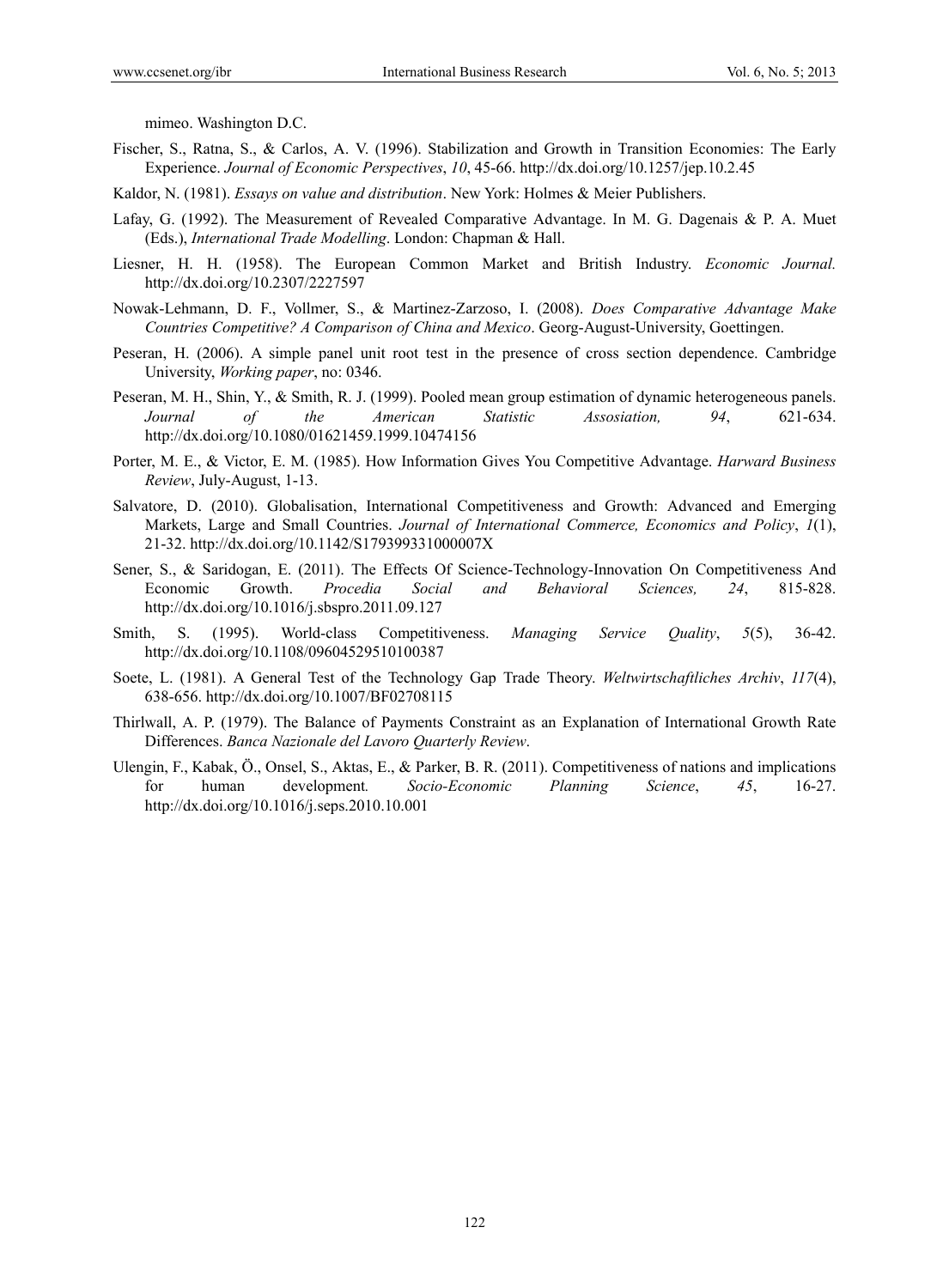mimeo. Washington D.C.

Fischer, S., Ratna, S., & Carlos, A. V. (1996). Stabilization and Growth in Transition Economies: The Early Experience. *Journal of Economic Perspectives*, *10*, 45-66. http://dx.doi.org/10.1257/jep.10.2.45

Kaldor, N. (1981). *Essays on value and distribution*. New York: Holmes & Meier Publishers.

Lafay, G. (1992). The Measurement of Revealed Comparative Advantage. In M. G. Dagenais & P. A. Muet (Eds.), *International Trade Modelling*. London: Chapman & Hall.

Liesner, H. H. (1958). The European Common Market and British Industry. *Economic Journal.* http://dx.doi.org/10.2307/2227597

Nowak-Lehmann, D. F., Vollmer, S., & Martinez-Zarzoso, I. (2008). *Does Comparative Advantage Make Countries Competitive? A Comparison of China and Mexico*. Georg-August-University, Goettingen.

Peseran, H. (2006). A simple panel unit root test in the presence of cross section dependence. Cambridge University, *Working paper*, no: 0346.

Peseran, M. H., Shin, Y., & Smith, R. J. (1999). Pooled mean group estimation of dynamic heterogeneous panels. *Journal of the American Statistic Assosiation, 94*, 621-634. http://dx.doi.org/10.1080/01621459.1999.10474156

Porter, M. E., & Victor, E. M. (1985). How Information Gives You Competitive Advantage. *Harward Business Review*, July-August, 1-13.

Salvatore, D. (2010). Globalisation, International Competitiveness and Growth: Advanced and Emerging Markets, Large and Small Countries. *Journal of International Commerce, Economics and Policy*, *1*(1), 21-32. http://dx.doi.org/10.1142/S179399331000007X

Sener, S., & Saridogan, E. (2011). The Effects Of Science-Technology-Innovation On Competitiveness And Economic Growth. *Procedia Social and Behavioral Sciences, 24*, 815-828. http://dx.doi.org/10.1016/j.sbspro.2011.09.127

Smith, S. (1995). World-class Competitiveness. *Managing Service Quality*, *5*(5), 36-42. http://dx.doi.org/10.1108/09604529510100387

Soete, L. (1981). A General Test of the Technology Gap Trade Theory. *Weltwirtschaftliches Archiv*, *117*(4), 638-656. http://dx.doi.org/10.1007/BF02708115

Thirlwall, A. P. (1979). The Balance of Payments Constraint as an Explanation of International Growth Rate Differences. *Banca Nazionale del Lavoro Quarterly Review*.

Ulengin, F., Kabak, Ö., Onsel, S., Aktas, E., & Parker, B. R. (2011). Competitiveness of nations and implications for human development. *Socio-Economic Planning Science*, *45*, 16-27. http://dx.doi.org/10.1016/j.seps.2010.10.001